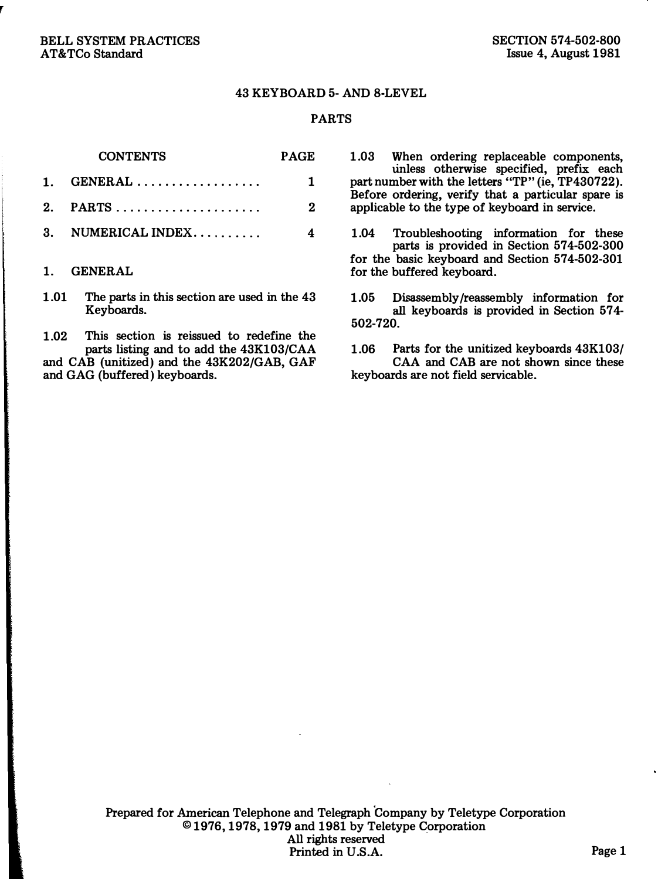BELL SYSTEM PRACTICES
AT&TCo Standard

SECTION 574-502-800
Issue 4, August 1981

# 43 KEYBOARD 5- AND 8-LEVEL

## PARTS

| CONTENTS | PAGE |
|---|---|
| 1. GENERAL .................. | 1 |
| 2. PARTS ..................... | 2 |
| 3. NUMERICAL INDEX.......... | 4 |

### 1. GENERAL

1.01 The parts in this section are used in the 43 Keyboards.

1.02 This section is reissued to redefine the parts listing and to add the 43K103/CAA and CAB (unitized) and the 43K202/GAB, GAF and GAG (buffered) keyboards.

1.03 When ordering replaceable components, unless otherwise specified, prefix each part number with the letters "TP" (ie, TP430722). Before ordering, verify that a particular spare is applicable to the type of keyboard in service.

1.04 Troubleshooting information for these parts is provided in Section 574-502-300 for the basic keyboard and Section 574-502-301 for the buffered keyboard.

1.05 Disassembly/reassembly information for all keyboards is provided in Section 574-502-720.

1.06 Parts for the unitized keyboards 43K103/CAA and CAB are not shown since these keyboards are not field servicable.

Prepared for American Telephone and Telegraph Company by Teletype Corporation
©1976, 1978, 1979 and 1981 by Teletype Corporation
All rights reserved
Printed in U.S.A.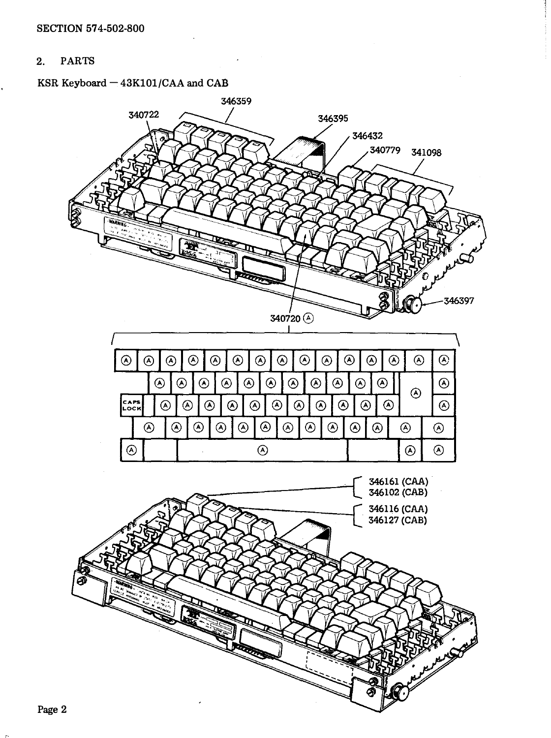## 2. PARTS

KSR Keyboard — 43K101/CAA and CAB

346359

340722

346395

346432

340779 341098

346397

340720 Ⓐ

CAPS LOCK

346161 (CAA)
346102 (CAB)

346116 (CAA)
346127 (CAB)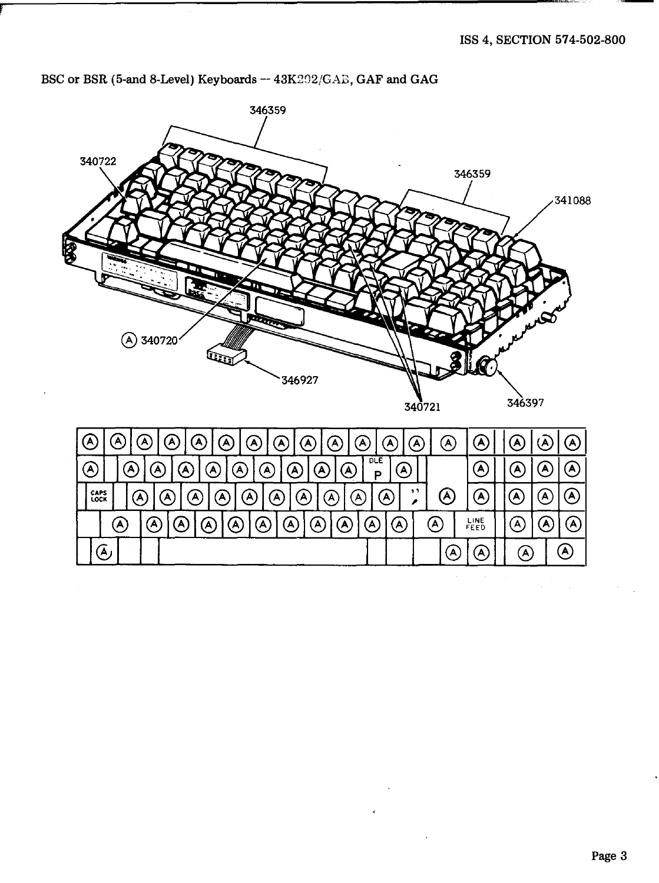BSC or BSR (5-and 8-Level) Keyboards -- 43K202/GAE, GAF and GAG

346359

340722

346359

341088

Ⓐ 340720

346927

340721

346397

| Ⓐ | Ⓐ | Ⓐ | Ⓐ | Ⓐ | Ⓐ | Ⓐ | Ⓐ | Ⓐ | Ⓐ | Ⓐ | Ⓐ | Ⓐ | Ⓐ | Ⓐ | Ⓐ | Ⓐ | Ⓐ |
|---|---|---|---|---|---|---|---|---|---|---|---|---|---|---|---|---|---|
| Ⓐ | | Ⓐ | Ⓐ | Ⓐ | Ⓐ | Ⓐ | Ⓐ | Ⓐ | Ⓐ | Ⓐ | DLE P | Ⓐ | | Ⓐ | Ⓐ | Ⓐ | Ⓐ |
| CAPS LOCK | | Ⓐ | Ⓐ | Ⓐ | Ⓐ | Ⓐ | Ⓐ | Ⓐ | Ⓐ | Ⓐ | Ⓐ | " ' | Ⓐ | Ⓐ | Ⓐ | Ⓐ | Ⓐ |
| | Ⓐ | Ⓐ | Ⓐ | Ⓐ | Ⓐ | Ⓐ | Ⓐ | Ⓐ | Ⓐ | Ⓐ | Ⓐ | Ⓐ | LINE FEED | Ⓐ | Ⓐ | Ⓐ | |
| | Ⓐ | | | | | | | | | | | Ⓐ | Ⓐ | Ⓐ | Ⓐ | | |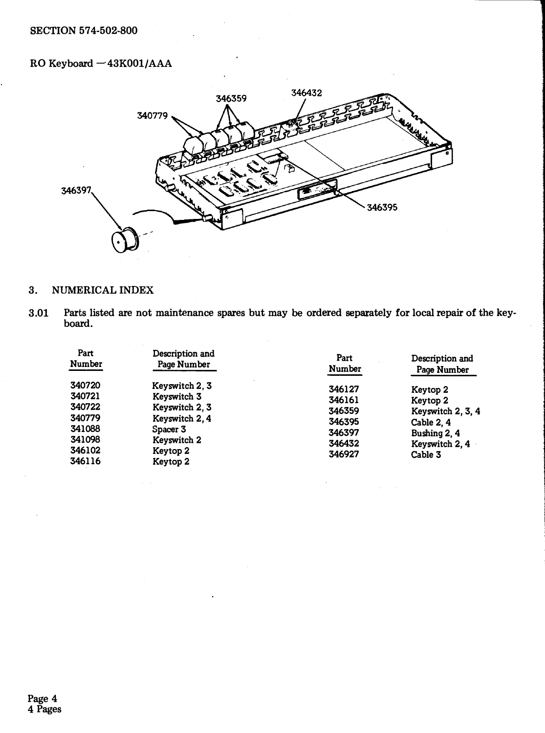RO Keyboard —43K001/AAA

346359

346432

340779

346397

346395

## 3. NUMERICAL INDEX

3.01 Parts listed are not maintenance spares but may be ordered separately for local repair of the keyboard.

| Part Number | Description and Page Number | Part Number | Description and Page Number |
|---|---|---|---|
| 340720 | Keyswitch 2, 3 | 346127 | Keytop 2 |
| 340721 | Keyswitch 3 | 346161 | Keytop 2 |
| 340722 | Keyswitch 2, 3 | 346359 | Keyswitch 2, 3, 4 |
| 340779 | Keyswitch 2, 4 | 346395 | Cable 2, 4 |
| 341088 | Spacer 3 | 346397 | Bushing 2, 4 |
| 341098 | Keyswitch 2 | 346432 | Keyswitch 2, 4 |
| 346102 | Keytop 2 | 346927 | Cable 3 |
| 346116 | Keytop 2 | | |